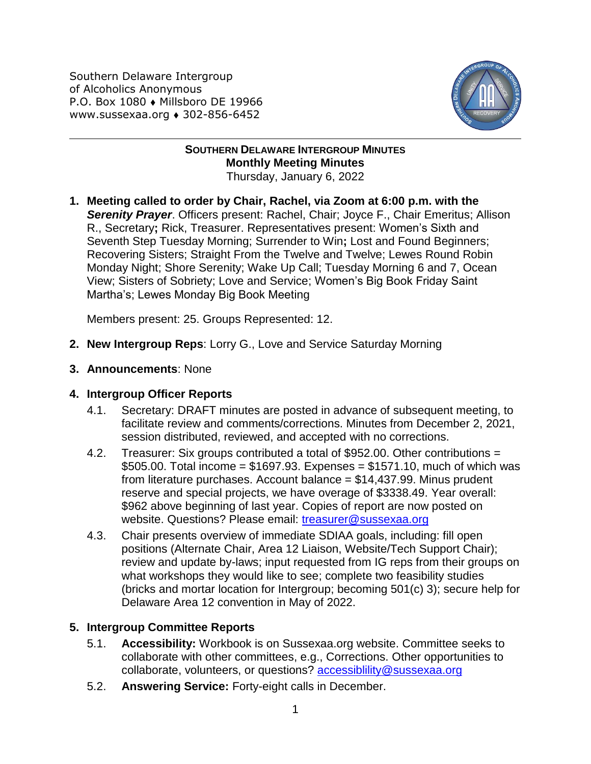Southern Delaware Intergroup
of Alcoholics Anonymous
P.O. Box 1080 ♦ Millsboro DE 19966
www.sussexaa.org ♦ 302-856-6452

**SOUTHERN DELAWARE INTERGROUP MINUTES**
**Monthly Meeting Minutes**
Thursday, January 6, 2022

1. **Meeting called to order by Chair, Rachel, via Zoom at 6:00 p.m. with the *Serenity Prayer***. Officers present: Rachel, Chair; Joyce F., Chair Emeritus; Allison R., Secretary**;** Rick, Treasurer. Representatives present: Women's Sixth and Seventh Step Tuesday Morning; Surrender to Win**;** Lost and Found Beginners; Recovering Sisters; Straight From the Twelve and Twelve; Lewes Round Robin Monday Night; Shore Serenity; Wake Up Call; Tuesday Morning 6 and 7, Ocean View; Sisters of Sobriety; Love and Service; Women's Big Book Friday Saint Martha's; Lewes Monday Big Book Meeting

   Members present: 25. Groups Represented: 12.

2. **New Intergroup Reps**: Lorry G., Love and Service Saturday Morning

3. **Announcements**: None

4. **Intergroup Officer Reports**
   - 4.1. Secretary: DRAFT minutes are posted in advance of subsequent meeting, to facilitate review and comments/corrections. Minutes from December 2, 2021, session distributed, reviewed, and accepted with no corrections.
   - 4.2. Treasurer: Six groups contributed a total of $952.00. Other contributions = $505.00. Total income = $1697.93. Expenses = $1571.10, much of which was from literature purchases. Account balance = $14,437.99. Minus prudent reserve and special projects, we have overage of $3338.49. Year overall: $962 above beginning of last year. Copies of report are now posted on website. Questions? Please email: treasurer@sussexaa.org
   - 4.3. Chair presents overview of immediate SDIAA goals, including: fill open positions (Alternate Chair, Area 12 Liaison, Website/Tech Support Chair); review and update by-laws; input requested from IG reps from their groups on what workshops they would like to see; complete two feasibility studies (bricks and mortar location for Intergroup; becoming 501(c) 3); secure help for Delaware Area 12 convention in May of 2022.

5. **Intergroup Committee Reports**
   - 5.1. **Accessibility:** Workbook is on Sussexaa.org website. Committee seeks to collaborate with other committees, e.g., Corrections. Other opportunities to collaborate, volunteers, or questions? accessiblility@sussexaa.org
   - 5.2. **Answering Service:** Forty-eight calls in December.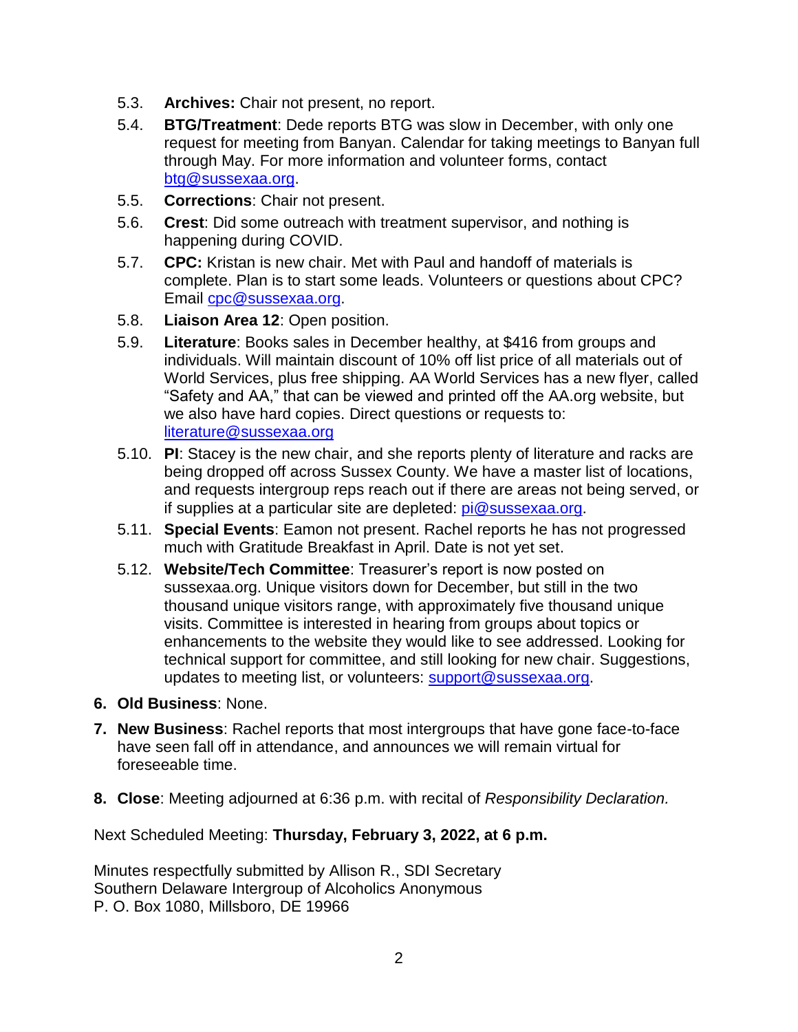5.3. **Archives:** Chair not present, no report.

5.4. **BTG/Treatment**: Dede reports BTG was slow in December, with only one request for meeting from Banyan. Calendar for taking meetings to Banyan full through May. For more information and volunteer forms, contact btg@sussexaa.org.

5.5. **Corrections**: Chair not present.

5.6. **Crest**: Did some outreach with treatment supervisor, and nothing is happening during COVID.

5.7. **CPC:** Kristan is new chair. Met with Paul and handoff of materials is complete. Plan is to start some leads. Volunteers or questions about CPC? Email cpc@sussexaa.org.

5.8. **Liaison Area 12**: Open position.

5.9. **Literature**: Books sales in December healthy, at $416 from groups and individuals. Will maintain discount of 10% off list price of all materials out of World Services, plus free shipping. AA World Services has a new flyer, called "Safety and AA," that can be viewed and printed off the AA.org website, but we also have hard copies. Direct questions or requests to: literature@sussexaa.org

5.10. **PI**: Stacey is the new chair, and she reports plenty of literature and racks are being dropped off across Sussex County. We have a master list of locations, and requests intergroup reps reach out if there are areas not being served, or if supplies at a particular site are depleted: pi@sussexaa.org.

5.11. **Special Events**: Eamon not present. Rachel reports he has not progressed much with Gratitude Breakfast in April. Date is not yet set.

5.12. **Website/Tech Committee**: Treasurer's report is now posted on sussexaa.org. Unique visitors down for December, but still in the two thousand unique visitors range, with approximately five thousand unique visits. Committee is interested in hearing from groups about topics or enhancements to the website they would like to see addressed. Looking for technical support for committee, and still looking for new chair. Suggestions, updates to meeting list, or volunteers: support@sussexaa.org.

6. **Old Business**: None.

7. **New Business**: Rachel reports that most intergroups that have gone face-to-face have seen fall off in attendance, and announces we will remain virtual for foreseeable time.

8. **Close**: Meeting adjourned at 6:36 p.m. with recital of *Responsibility Declaration.*

Next Scheduled Meeting: **Thursday, February 3, 2022, at 6 p.m.**

Minutes respectfully submitted by Allison R., SDI Secretary
Southern Delaware Intergroup of Alcoholics Anonymous
P. O. Box 1080, Millsboro, DE 19966